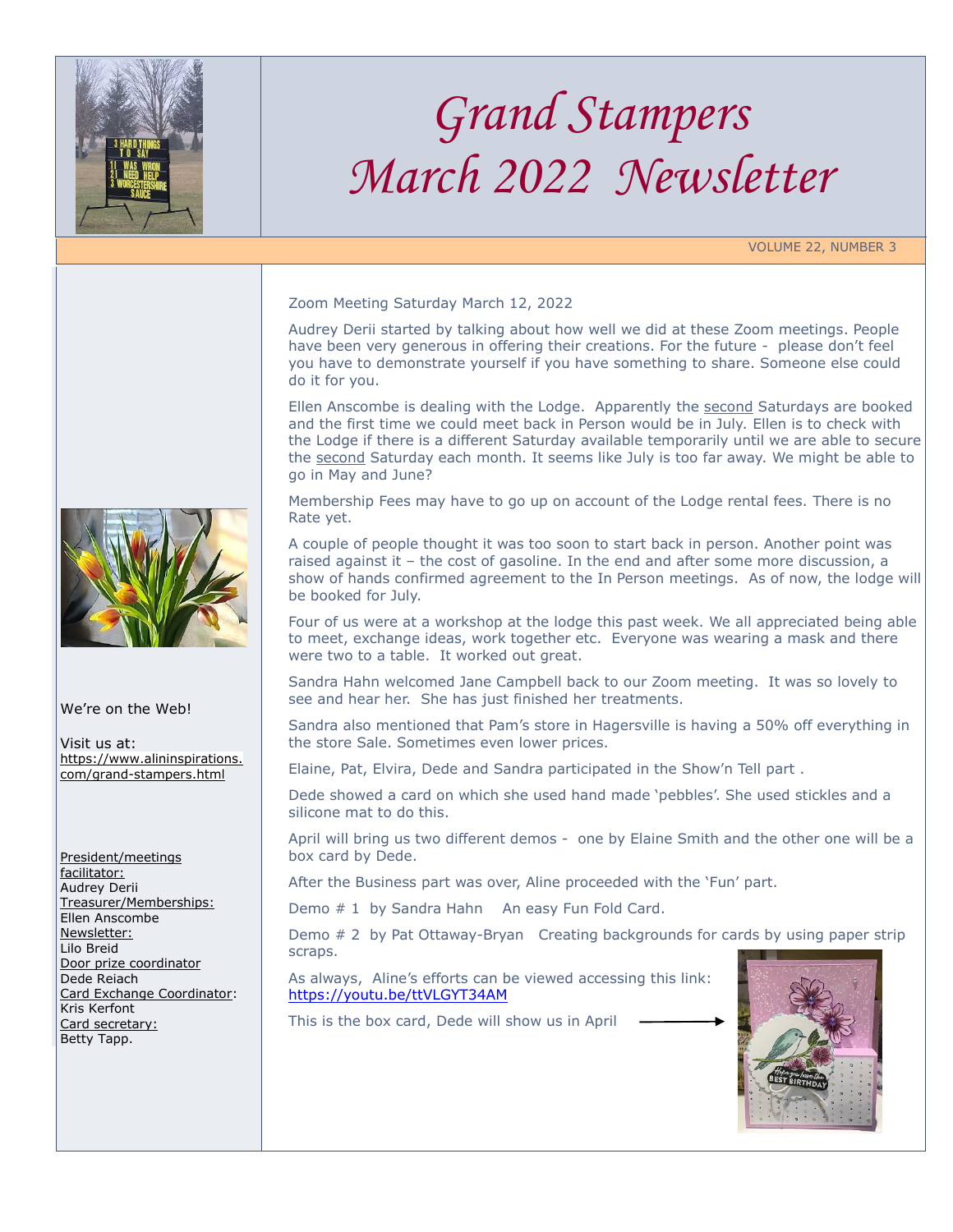# Grand Stampers March 2022 Newsletter

VOLUME 22, NUMBER 3

We're on the Web!

Visit us at:
https://www.alininspirations.com/grand-stampers.html

President/meetings facilitator:
Audrey Derii
Treasurer/Memberships:
Ellen Anscombe
Newsletter:
Lilo Breid
Door prize coordinator
Dede Reiach
Card Exchange Coordinator:
Kris Kerfont
Card secretary:
Betty Tapp.

Zoom Meeting Saturday March 12, 2022

Audrey Derii started by talking about how well we did at these Zoom meetings. People have been very generous in offering their creations. For the future - please don't feel you have to demonstrate yourself if you have something to share. Someone else could do it for you.

Ellen Anscombe is dealing with the Lodge. Apparently the second Saturdays are booked and the first time we could meet back in Person would be in July. Ellen is to check with the Lodge if there is a different Saturday available temporarily until we are able to secure the second Saturday each month. It seems like July is too far away. We might be able to go in May and June?

Membership Fees may have to go up on account of the Lodge rental fees. There is no Rate yet.

A couple of people thought it was too soon to start back in person. Another point was raised against it – the cost of gasoline. In the end and after some more discussion, a show of hands confirmed agreement to the In Person meetings. As of now, the lodge will be booked for July.

Four of us were at a workshop at the lodge this past week. We all appreciated being able to meet, exchange ideas, work together etc. Everyone was wearing a mask and there were two to a table. It worked out great.

Sandra Hahn welcomed Jane Campbell back to our Zoom meeting. It was so lovely to see and hear her. She has just finished her treatments.

Sandra also mentioned that Pam's store in Hagersville is having a 50% off everything in the store Sale. Sometimes even lower prices.

Elaine, Pat, Elvira, Dede and Sandra participated in the Show'n Tell part .

Dede showed a card on which she used hand made 'pebbles'. She used stickles and a silicone mat to do this.

April will bring us two different demos - one by Elaine Smith and the other one will be a box card by Dede.

After the Business part was over, Aline proceeded with the 'Fun' part.

Demo # 1 by Sandra Hahn An easy Fun Fold Card.

Demo # 2 by Pat Ottaway-Bryan Creating backgrounds for cards by using paper strip scraps.

As always, Aline's efforts can be viewed accessing this link:
https://youtu.be/ttVLGYT34AM

This is the box card, Dede will show us in April →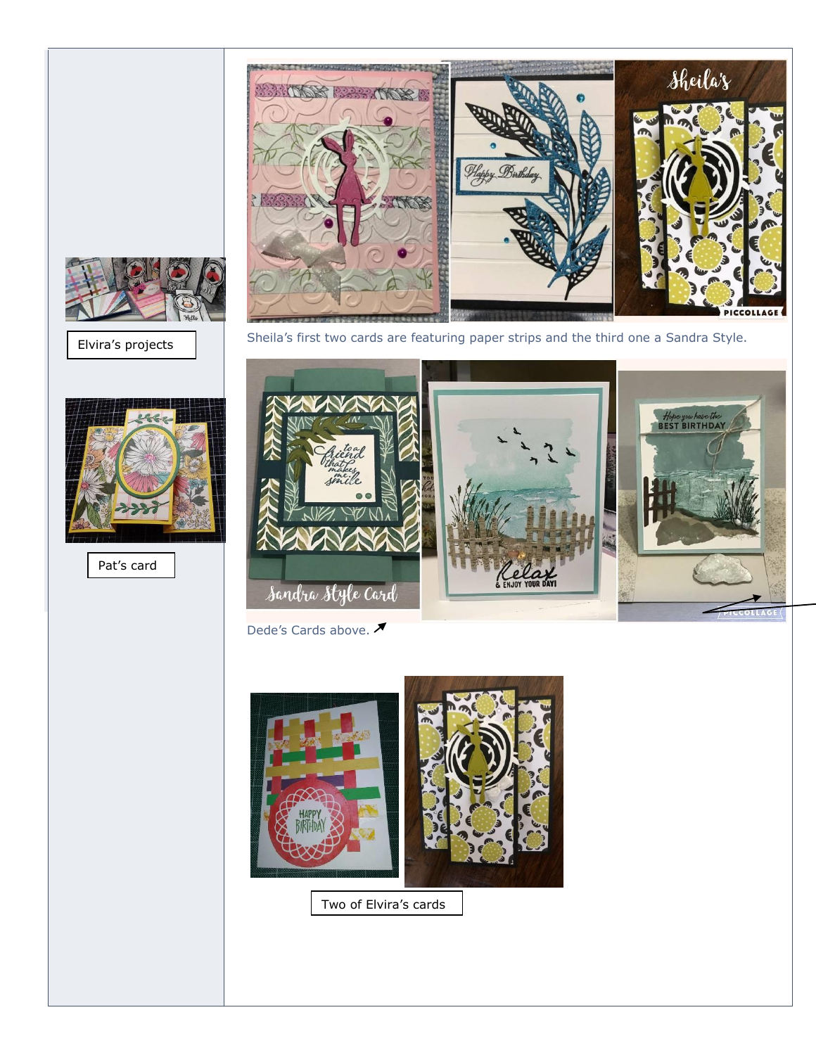Elvira's projects

Pat's card

Sheila's first two cards are featuring paper strips and the third one a Sandra Style.

Dede's Cards above.

Two of Elvira's cards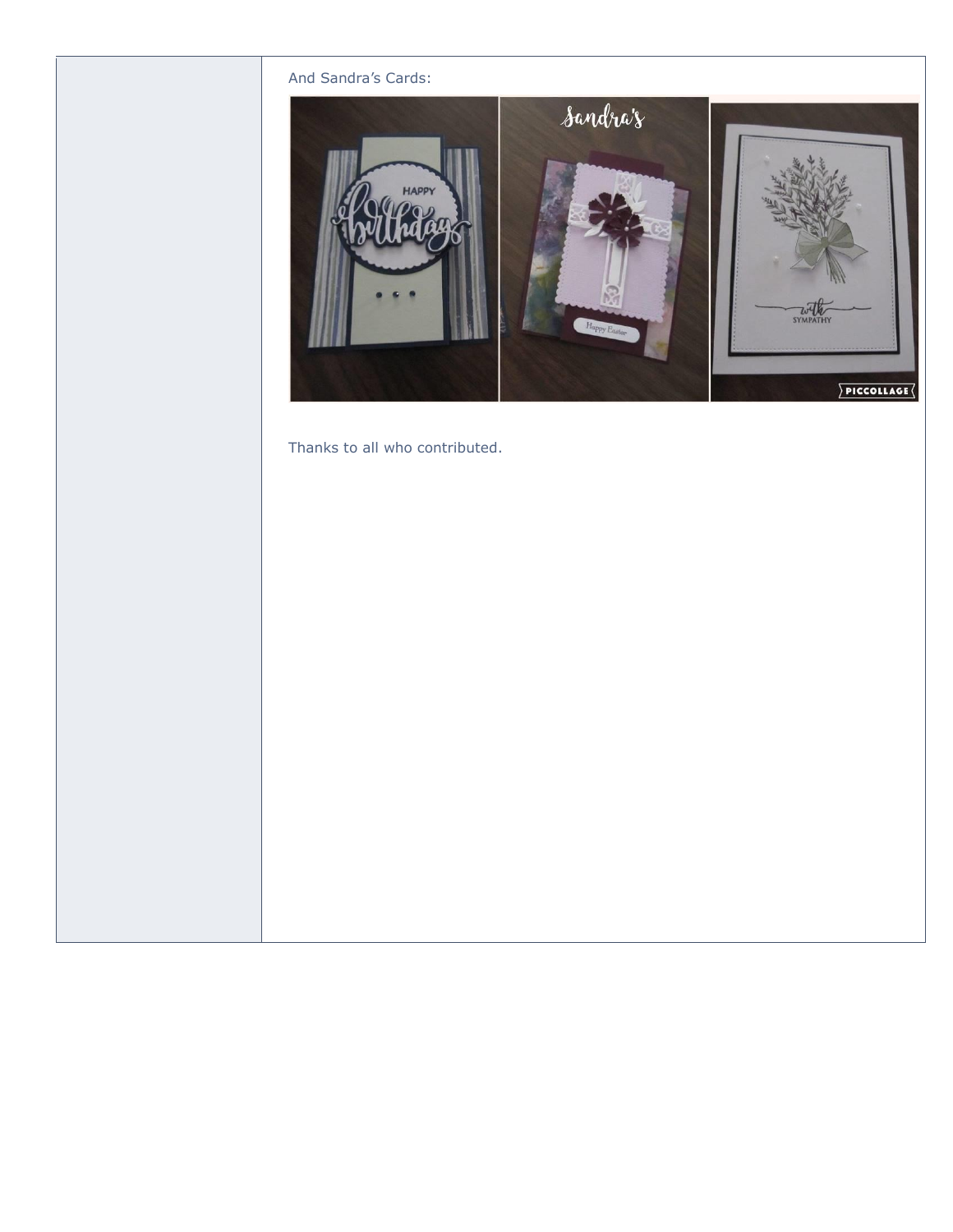And Sandra’s Cards:

Thanks to all who contributed.